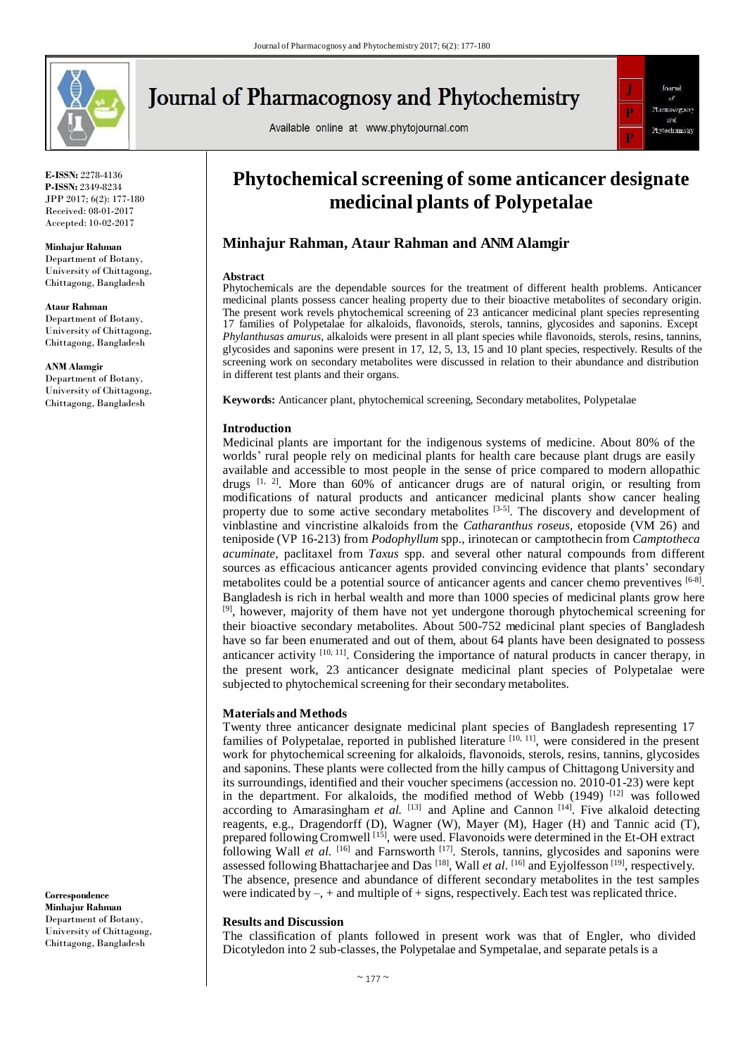# Phytochemical screening of some anticancer designate medicinal plants of Polypetalae

## Minhajur Rahman, Ataur Rahman and ANM Alamgir

**E-ISSN:** 2278-4136
**P-ISSN:** 2349-8234
JPP 2017; 6(2): 177-180
Received: 08-01-2017
Accepted: 10-02-2017

**Minhajur Rahman**
Department of Botany, University of Chittagong, Chittagong, Bangladesh

**Ataur Rahman**
Department of Botany, University of Chittagong, Chittagong, Bangladesh

**ANM Alamgir**
Department of Botany, University of Chittagong, Chittagong, Bangladesh

**Correspondence**
**Minhajur Rahman**
Department of Botany, University of Chittagong, Chittagong, Bangladesh

### Abstract

Phytochemicals are the dependable sources for the treatment of different health problems. Anticancer medicinal plants possess cancer healing property due to their bioactive metabolites of secondary origin. The present work revels phytochemical screening of 23 anticancer medicinal plant species representing 17 families of Polypetalae for alkaloids, flavonoids, sterols, tannins, glycosides and saponins. Except *Phylanthusas amurus*, alkaloids were present in all plant species while flavonoids, sterols, resins, tannins, glycosides and saponins were present in 17, 12, 5, 13, 15 and 10 plant species, respectively. Results of the screening work on secondary metabolites were discussed in relation to their abundance and distribution in different test plants and their organs.

**Keywords:** Anticancer plant, phytochemical screening, Secondary metabolites, Polypetalae

### Introduction

Medicinal plants are important for the indigenous systems of medicine. About 80% of the worlds' rural people rely on medicinal plants for health care because plant drugs are easily available and accessible to most people in the sense of price compared to modern allopathic drugs [1, 2]. More than 60% of anticancer drugs are of natural origin, or resulting from modifications of natural products and anticancer medicinal plants show cancer healing property due to some active secondary metabolites [3-5]. The discovery and development of vinblastine and vincristine alkaloids from the *Catharanthus roseus*, etoposide (VM 26) and teniposide (VP 16-213) from *Podophyllum* spp., irinotecan or camptothecin from *Camptotheca acuminate*, paclitaxel from *Taxus* spp. and several other natural compounds from different sources as efficacious anticancer agents provided convincing evidence that plants' secondary metabolites could be a potential source of anticancer agents and cancer chemo preventives [6-8]. Bangladesh is rich in herbal wealth and more than 1000 species of medicinal plants grow here [9], however, majority of them have not yet undergone thorough phytochemical screening for their bioactive secondary metabolites. About 500-752 medicinal plant species of Bangladesh have so far been enumerated and out of them, about 64 plants have been designated to possess anticancer activity [10, 11]. Considering the importance of natural products in cancer therapy, in the present work, 23 anticancer designate medicinal plant species of Polypetalae were subjected to phytochemical screening for their secondary metabolites.

### Materials and Methods

Twenty three anticancer designate medicinal plant species of Bangladesh representing 17 families of Polypetalae, reported in published literature [10, 11], were considered in the present work for phytochemical screening for alkaloids, flavonoids, sterols, resins, tannins, glycosides and saponins. These plants were collected from the hilly campus of Chittagong University and its surroundings, identified and their voucher specimens (accession no. 2010-01-23) were kept in the department. For alkaloids, the modified method of Webb (1949) [12] was followed according to Amarasingham *et al.* [13] and Apline and Cannon [14]. Five alkaloid detecting reagents, e.g., Dragendorff (D), Wagner (W), Mayer (M), Hager (H) and Tannic acid (T), prepared following Cromwell [15], were used. Flavonoids were determined in the Et-OH extract following Wall *et al.* [16] and Farnsworth [17]. Sterols, tannins, glycosides and saponins were assessed following Bhattacharjee and Das [18], Wall *et al.* [16] and Eyjolfesson [19], respectively. The absence, presence and abundance of different secondary metabolites in the test samples were indicated by –, + and multiple of + signs, respectively. Each test was replicated thrice.

### Results and Discussion

The classification of plants followed in present work was that of Engler, who divided Dicotyledon into 2 sub-classes, the Polypetalae and Sympetalae, and separate petals is a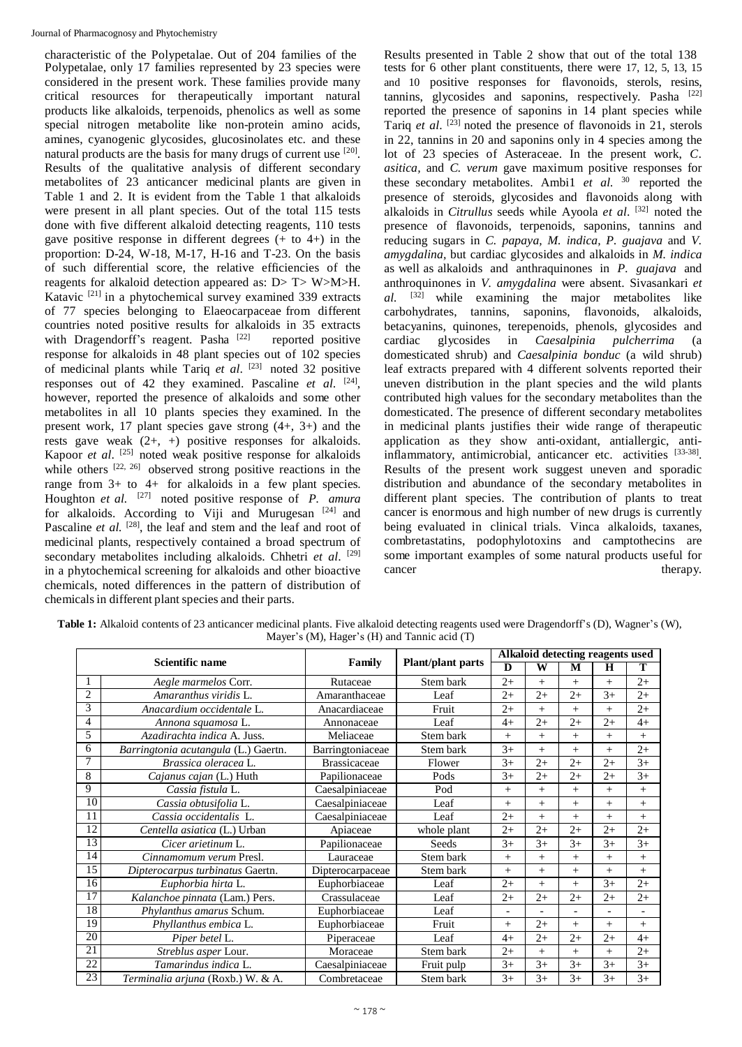characteristic of the Polypetalae. Out of 204 families of the Polypetalae, only 17 families represented by 23 species were considered in the present work. These families provide many critical resources for therapeutically important natural products like alkaloids, terpenoids, phenolics as well as some special nitrogen metabolite like non-protein amino acids, amines, cyanogenic glycosides, glucosinolates etc. and these natural products are the basis for many drugs of current use [20]. Results of the qualitative analysis of different secondary metabolites of 23 anticancer medicinal plants are given in Table 1 and 2. It is evident from the Table 1 that alkaloids were present in all plant species. Out of the total 115 tests done with five different alkaloid detecting reagents, 110 tests gave positive response in different degrees (+ to 4+) in the proportion: D-24, W-18, M-17, H-16 and T-23. On the basis of such differential score, the relative efficiencies of the reagents for alkaloid detection appeared as: D> T> W>M>H. Katavic [21] in a phytochemical survey examined 339 extracts of 77 species belonging to Elaeocarpaceae from different countries noted positive results for alkaloids in 35 extracts with Dragendorff's reagent. Pasha [22] reported positive response for alkaloids in 48 plant species out of 102 species of medicinal plants while Tariq *et al*. [23] noted 32 positive responses out of 42 they examined. Pascaline *et al*. [24], however, reported the presence of alkaloids and some other metabolites in all 10 plants species they examined. In the present work, 17 plant species gave strong (4+, 3+) and the rests gave weak (2+, +) positive responses for alkaloids. Kapoor *et al*. [25] noted weak positive response for alkaloids while others [22, 26] observed strong positive reactions in the range from 3+ to 4+ for alkaloids in a few plant species. Houghton *et al*. [27] noted positive response of *P. amura* for alkaloids. According to Viji and Murugesan [24] and Pascaline *et al*. [28], the leaf and stem and the leaf and root of medicinal plants, respectively contained a broad spectrum of secondary metabolites including alkaloids. Chhetri *et al*. [29] in a phytochemical screening for alkaloids and other bioactive chemicals, noted differences in the pattern of distribution of chemicals in different plant species and their parts.

Results presented in Table 2 show that out of the total 138 tests for 6 other plant constituents, there were 17, 12, 5, 13, 15 and 10 positive responses for flavonoids, sterols, resins, tannins, glycosides and saponins, respectively. Pasha [22] reported the presence of saponins in 14 plant species while Tariq *et al*. [23] noted the presence of flavonoids in 21, sterols in 22, tannins in 20 and saponins only in 4 species among the lot of 23 species of Asteraceae. In the present work, *C. asitica*, and *C. verum* gave maximum positive responses for these secondary metabolites. Ambi1 *et al*. [30] reported the presence of steroids, glycosides and flavonoids along with alkaloids in *Citrullus* seeds while Ayoola *et al*. [32] noted the presence of flavonoids, terpenoids, saponins, tannins and reducing sugars in *C. papaya*, *M. indica*, *P. guajava* and *V. amygdalina*, but cardiac glycosides and alkaloids in *M. indica* as well as alkaloids and anthraquinones in *P. guajava* and anthroquinones in *V. amygdalina* were absent. Sivasankari *et al*. [32] while examining the major metabolites like carbohydrates, tannins, saponins, flavonoids, alkaloids, betacyanins, quinones, terepenoids, phenols, glycosides and cardiac glycosides in *Caesalpinia pulcherrima* (a domesticated shrub) and *Caesalpinia bonduc* (a wild shrub) leaf extracts prepared with 4 different solvents reported their uneven distribution in the plant species and the wild plants contributed high values for the secondary metabolites than the domesticated. The presence of different secondary metabolites in medicinal plants justifies their wide range of therapeutic application as they show anti-oxidant, antiallergic, anti-inflammatory, antimicrobial, anticancer etc. activities [33-38]. Results of the present work suggest uneven and sporadic distribution and abundance of the secondary metabolites in different plant species. The contribution of plants to treat cancer is enormous and high number of new drugs is currently being evaluated in clinical trials. Vinca alkaloids, taxanes, combretastatins, podophylotoxins and camptothecins are some important examples of some natural products useful for cancer therapy.

**Table 1:** Alkaloid contents of 23 anticancer medicinal plants. Five alkaloid detecting reagents used were Dragendorff's (D), Wagner's (W), Mayer's (M), Hager's (H) and Tannic acid (T)

| | Scientific name | Family | Plant/plant parts | Alkaloid detecting reagents used | | | | |
|---|---|---|---|---|---|---|---|---|
| | | | | D | W | M | H | T |
| 1 | *Aegle marmelos* Corr. | Rutaceae | Stem bark | 2+ | + | + | + | 2+ |
| 2 | *Amaranthus viridis* L. | Amaranthaceae | Leaf | 2+ | 2+ | 2+ | 3+ | 2+ |
| 3 | *Anacardium occidentale* L. | Anacardiaceae | Fruit | 2+ | + | + | + | 2+ |
| 4 | *Annona squamosa* L. | Annonaceae | Leaf | 4+ | 2+ | 2+ | 2+ | 4+ |
| 5 | *Azadirachta indica* A. Juss. | Meliaceae | Stem bark | + | + | + | + | + |
| 6 | *Barringtonia acutangula* (L.) Gaertn. | Barringtoniaceae | Stem bark | 3+ | + | + | + | 2+ |
| 7 | *Brassica oleracea* L. | Brassicaceae | Flower | 3+ | 2+ | 2+ | 2+ | 3+ |
| 8 | *Cajanus cajan* (L.) Huth | Papilionaceae | Pods | 3+ | 2+ | 2+ | 2+ | 3+ |
| 9 | *Cassia fistula* L. | Caesalpiniaceae | Pod | + | + | + | + | + |
| 10 | *Cassia obtusifolia* L. | Caesalpiniaceae | Leaf | + | + | + | + | + |
| 11 | *Cassia occidentalis* L. | Caesalpiniaceae | Leaf | 2+ | + | + | + | + |
| 12 | *Centella asiatica* (L.) Urban | Apiaceae | whole plant | 2+ | 2+ | 2+ | 2+ | 2+ |
| 13 | *Cicer arietinum* L. | Papilionaceae | Seeds | 3+ | 3+ | 3+ | 3+ | 3+ |
| 14 | *Cinnamomum verum* Presl. | Lauraceae | Stem bark | + | + | + | + | + |
| 15 | *Dipterocarpus turbinatus* Gaertn. | Dipterocarpaceae | Stem bark | + | + | + | + | + |
| 16 | *Euphorbia hirta* L. | Euphorbiaceae | Leaf | 2+ | + | + | 3+ | 2+ |
| 17 | *Kalanchoe pinnata* (Lam.) Pers. | Crassulaceae | Leaf | 2+ | 2+ | 2+ | 2+ | 2+ |
| 18 | *Phylanthus amarus* Schum. | Euphorbiaceae | Leaf | - | - | - | - | - |
| 19 | *Phyllanthus embica* L. | Euphorbiaceae | Fruit | + | 2+ | + | + | + |
| 20 | *Piper betel* L. | Piperaceae | Leaf | 4+ | 2+ | 2+ | 2+ | 4+ |
| 21 | *Streblus asper* Lour. | Moraceae | Stem bark | 2+ | + | + | + | 2+ |
| 22 | *Tamarindus indica* L. | Caesalpiniaceae | Fruit pulp | 3+ | 3+ | 3+ | 3+ | 3+ |
| 23 | *Terminalia arjuna* (Roxb.) W. & A. | Combretaceae | Stem bark | 3+ | 3+ | 3+ | 3+ | 3+ |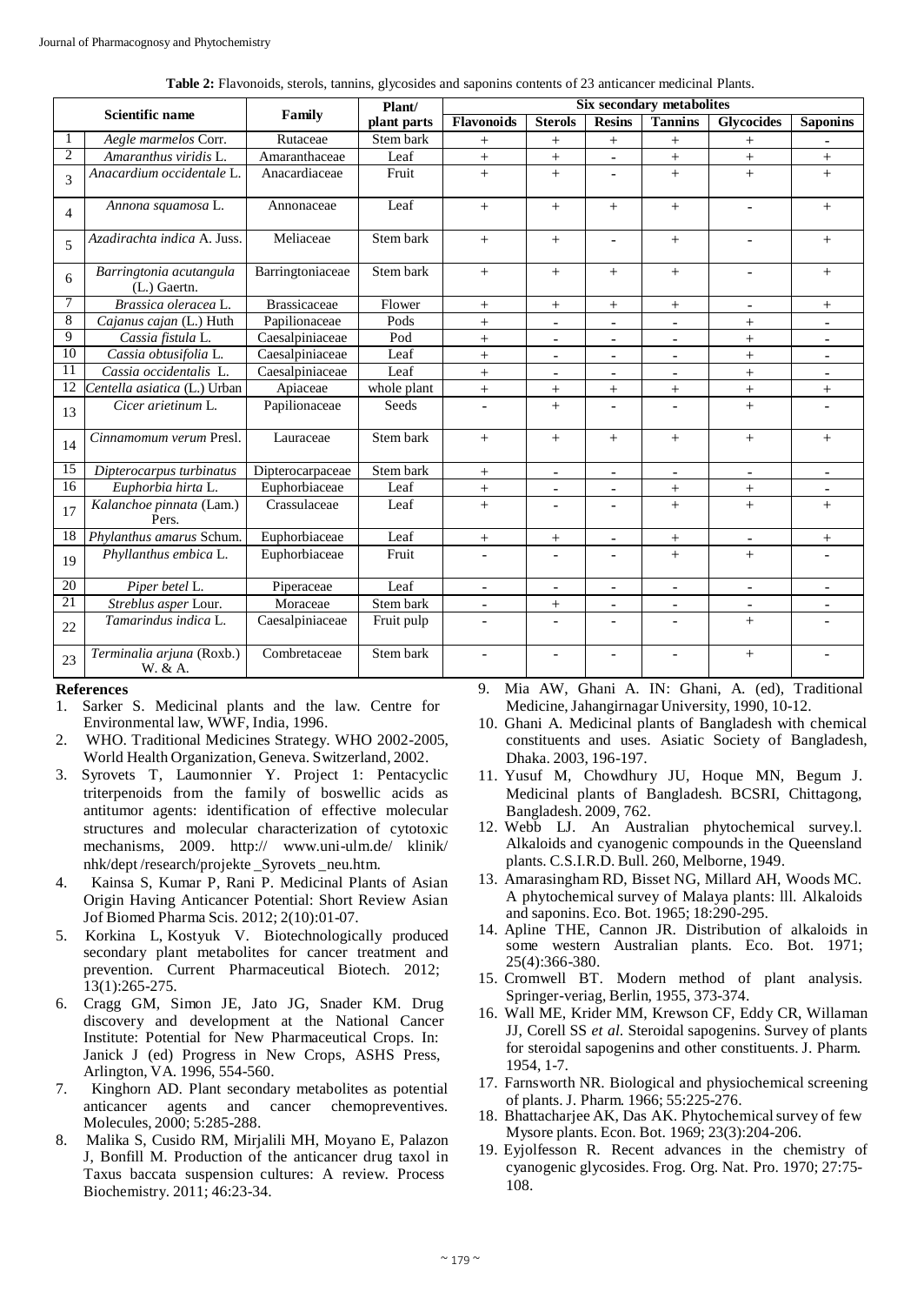**Table 2:** Flavonoids, sterols, tannins, glycosides and saponins contents of 23 anticancer medicinal Plants.

| | Scientific name | Family | Plant/ plant parts | Six secondary metabolites | | | | | |
|---|---|---|---|---|---|---|---|---|---|
| | | | | **Flavonoids** | **Sterols** | **Resins** | **Tannins** | **Glycocides** | **Saponins** |
| 1 | *Aegle marmelos* Corr. | Rutaceae | Stem bark | + | + | + | + | + | - |
| 2 | *Amaranthus viridis* L. | Amaranthaceae | Leaf | + | + | - | + | + | + |
| 3 | *Anacardium occidentale* L. | Anacardiaceae | Fruit | + | + | - | + | + | + |
| 4 | *Annona squamosa* L. | Annonaceae | Leaf | + | + | + | + | - | + |
| 5 | *Azadirachta indica* A. Juss. | Meliaceae | Stem bark | + | + | - | + | - | + |
| 6 | *Barringtonia acutangula* (L.) Gaertn. | Barringtoniaceae | Stem bark | + | + | + | + | - | + |
| 7 | *Brassica oleracea* L. | Brassicaceae | Flower | + | + | + | + | - | + |
| 8 | *Cajanus cajan* (L.) Huth | Papilionaceae | Pods | + | - | - | - | + | - |
| 9 | *Cassia fistula* L. | Caesalpiniaceae | Pod | + | - | - | - | + | - |
| 10 | *Cassia obtusifolia* L. | Caesalpiniaceae | Leaf | + | - | - | - | + | - |
| 11 | *Cassia occidentalis* L. | Caesalpiniaceae | Leaf | + | - | - | - | + | - |
| 12 | *Centella asiatica* (L.) Urban | Apiaceae | whole plant | + | + | + | + | + | + |
| 13 | *Cicer arietinum* L. | Papilionaceae | Seeds | - | + | - | - | + | - |
| 14 | *Cinnamomum verum* Presl. | Lauraceae | Stem bark | + | + | + | + | + | + |
| 15 | *Dipterocarpus turbinatus* | Dipterocarpaceae | Stem bark | + | - | - | - | - | - |
| 16 | *Euphorbia hirta* L. | Euphorbiaceae | Leaf | + | - | - | + | + | - |
| 17 | *Kalanchoe pinnata* (Lam.) Pers. | Crassulaceae | Leaf | + | - | - | + | + | + |
| 18 | *Phylanthus amarus* Schum. | Euphorbiaceae | Leaf | + | + | - | + | - | + |
| 19 | *Phyllanthus embica* L. | Euphorbiaceae | Fruit | - | - | - | + | + | - |
| 20 | *Piper betel* L. | Piperaceae | Leaf | - | - | - | - | - | - |
| 21 | *Streblus asper* Lour. | Moraceae | Stem bark | - | + | - | - | - | - |
| 22 | *Tamarindus indica* L. | Caesalpiniaceae | Fruit pulp | - | - | - | - | + | - |
| 23 | *Terminalia arjuna* (Roxb.) W. & A. | Combretaceae | Stem bark | - | - | - | - | + | - |

## References

1. Sarker S. Medicinal plants and the law. Centre for Environmental law, WWF, India, 1996.
2. WHO. Traditional Medicines Strategy. WHO 2002-2005, World Health Organization, Geneva. Switzerland, 2002.
3. Syrovets T, Laumonnier Y. Project 1: Pentacyclic triterpenoids from the family of boswellic acids as antitumor agents: identification of effective molecular structures and molecular characterization of cytotoxic mechanisms, 2009. http:// www.uni-ulm.de/ klinik/ nhk/dept /research/projekte _Syrovets _neu.htm.
4. Kainsa S, Kumar P, Rani P. Medicinal Plants of Asian Origin Having Anticancer Potential: Short Review Asian Jof Biomed Pharma Scis. 2012; 2(10):01-07.
5. Korkina L, Kostyuk V. Biotechnologically produced secondary plant metabolites for cancer treatment and prevention. Current Pharmaceutical Biotech. 2012; 13(1):265-275.
6. Cragg GM, Simon JE, Jato JG, Snader KM. Drug discovery and development at the National Cancer Institute: Potential for New Pharmaceutical Crops. In: Janick J (ed) Progress in New Crops, ASHS Press, Arlington, VA. 1996, 554-560.
7. Kinghorn AD. Plant secondary metabolites as potential anticancer agents and cancer chemopreventives. Molecules, 2000; 5:285-288.
8. Malika S, Cusido RM, Mirjalili MH, Moyano E, Palazon J, Bonfill M. Production of the anticancer drug taxol in Taxus baccata suspension cultures: A review. Process Biochemistry. 2011; 46:23-34.
9. Mia AW, Ghani A. IN: Ghani, A. (ed), Traditional Medicine, Jahangirnagar University, 1990, 10-12.
10. Ghani A. Medicinal plants of Bangladesh with chemical constituents and uses. Asiatic Society of Bangladesh, Dhaka. 2003, 196-197.
11. Yusuf M, Chowdhury JU, Hoque MN, Begum J. Medicinal plants of Bangladesh. BCSRI, Chittagong, Bangladesh. 2009, 762.
12. Webb LJ. An Australian phytochemical survey.l. Alkaloids and cyanogenic compounds in the Queensland plants. C.S.I.R.D. Bull. 260, Melborne, 1949.
13. Amarasingham RD, Bisset NG, Millard AH, Woods MC. A phytochemical survey of Malaya plants: lll. Alkaloids and saponins. Eco. Bot. 1965; 18:290-295.
14. Apline THE, Cannon JR. Distribution of alkaloids in some western Australian plants. Eco. Bot. 1971; 25(4):366-380.
15. Cromwell BT. Modern method of plant analysis. Springer-veriag, Berlin, 1955, 373-374.
16. Wall ME, Krider MM, Krewson CF, Eddy CR, Willaman JJ, Corell SS *et al.* Steroidal sapogenins. Survey of plants for steroidal sapogenins and other constituents. J. Pharm. 1954, 1-7.
17. Farnsworth NR. Biological and physiochemical screening of plants. J. Pharm. 1966; 55:225-276.
18. Bhattacharjee AK, Das AK. Phytochemical survey of few Mysore plants. Econ. Bot. 1969; 23(3):204-206.
19. Eyjolfesson R. Recent advances in the chemistry of cyanogenic glycosides. Frog. Org. Nat. Pro. 1970; 27:75-108.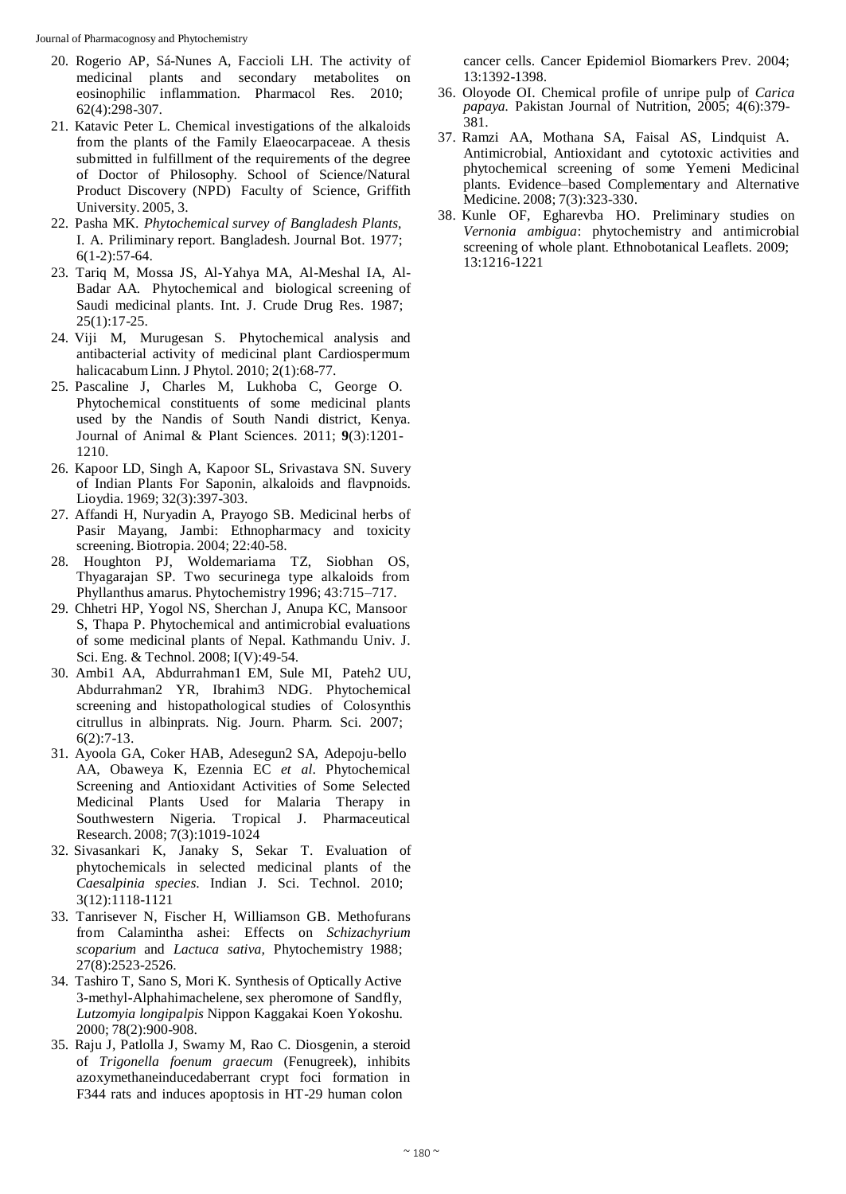20. Rogerio AP, Sá-Nunes A, Faccioli LH. The activity of medicinal plants and secondary metabolites on eosinophilic inflammation. Pharmacol Res. 2010; 62(4):298-307.
21. Katavic Peter L. Chemical investigations of the alkaloids from the plants of the Family Elaeocarpaceae. A thesis submitted in fulfillment of the requirements of the degree of Doctor of Philosophy. School of Science/Natural Product Discovery (NPD) Faculty of Science, Griffith University. 2005, 3.
22. Pasha MK. *Phytochemical survey of Bangladesh Plants,* I. A. Priliminary report. Bangladesh. Journal Bot. 1977; 6(1-2):57-64.
23. Tariq M, Mossa JS, Al-Yahya MA, Al-Meshal IA, Al-Badar AA. Phytochemical and biological screening of Saudi medicinal plants. Int. J. Crude Drug Res. 1987; 25(1):17-25.
24. Viji M, Murugesan S. Phytochemical analysis and antibacterial activity of medicinal plant Cardiospermum halicacabum Linn. J Phytol. 2010; 2(1):68-77.
25. Pascaline J, Charles M, Lukhoba C, George O. Phytochemical constituents of some medicinal plants used by the Nandis of South Nandi district, Kenya. Journal of Animal & Plant Sciences. 2011; **9**(3):1201-1210.
26. Kapoor LD, Singh A, Kapoor SL, Srivastava SN. Suvery of Indian Plants For Saponin, alkaloids and flavpnoids. Lioydia. 1969; 32(3):397-303.
27. Affandi H, Nuryadin A, Prayogo SB. Medicinal herbs of Pasir Mayang, Jambi: Ethnopharmacy and toxicity screening. Biotropia. 2004; 22:40-58.
28. Houghton PJ, Woldemariama TZ, Siobhan OS, Thyagarajan SP. Two securinega type alkaloids from Phyllanthus amarus. Phytochemistry 1996; 43:715–717.
29. Chhetri HP, Yogol NS, Sherchan J, Anupa KC, Mansoor S, Thapa P. Phytochemical and antimicrobial evaluations of some medicinal plants of Nepal. Kathmandu Univ. J. Sci. Eng. & Technol. 2008; I(V):49-54.
30. Ambi1 AA, Abdurrahman1 EM, Sule MI, Pateh2 UU, Abdurrahman2 YR, Ibrahim3 NDG. Phytochemical screening and histopathological studies of Colosynthis citrullus in albinprats. Nig. Journ. Pharm. Sci. 2007; 6(2):7-13.
31. Ayoola GA, Coker HAB, Adesegun2 SA, Adepoju-bello AA, Obaweya K, Ezennia EC *et al*. Phytochemical Screening and Antioxidant Activities of Some Selected Medicinal Plants Used for Malaria Therapy in Southwestern Nigeria. Tropical J. Pharmaceutical Research. 2008; 7(3):1019-1024
32. Sivasankari K, Janaky S, Sekar T. Evaluation of phytochemicals in selected medicinal plants of the *Caesalpinia species*. Indian J. Sci. Technol. 2010; 3(12):1118-1121
33. Tanrisever N, Fischer H, Williamson GB. Methofurans from Calamintha ashei: Effects on *Schizachyrium scoparium* and *Lactuca sativa,* Phytochemistry 1988; 27(8):2523-2526.
34. Tashiro T, Sano S, Mori K. Synthesis of Optically Active 3-methyl-Alphahimachelene, sex pheromone of Sandfly, *Lutzomyia longipalpis* Nippon Kaggakai Koen Yokoshu. 2000; 78(2):900-908.
35. Raju J, Patlolla J, Swamy M, Rao C. Diosgenin, a steroid of *Trigonella foenum graecum* (Fenugreek), inhibits azoxymethaneinducedaberrant crypt foci formation in F344 rats and induces apoptosis in HT-29 human colon cancer cells. Cancer Epidemiol Biomarkers Prev. 2004; 13:1392-1398.
36. Oloyode OI. Chemical profile of unripe pulp of *Carica papaya.* Pakistan Journal of Nutrition, 2005; 4(6):379-381.
37. Ramzi AA, Mothana SA, Faisal AS, Lindquist A. Antimicrobial, Antioxidant and cytotoxic activities and phytochemical screening of some Yemeni Medicinal plants. Evidence–based Complementary and Alternative Medicine. 2008; 7(3):323-330.
38. Kunle OF, Egharevba HO. Preliminary studies on *Vernonia ambigua*: phytochemistry and antimicrobial screening of whole plant. Ethnobotanical Leaflets. 2009; 13:1216-1221